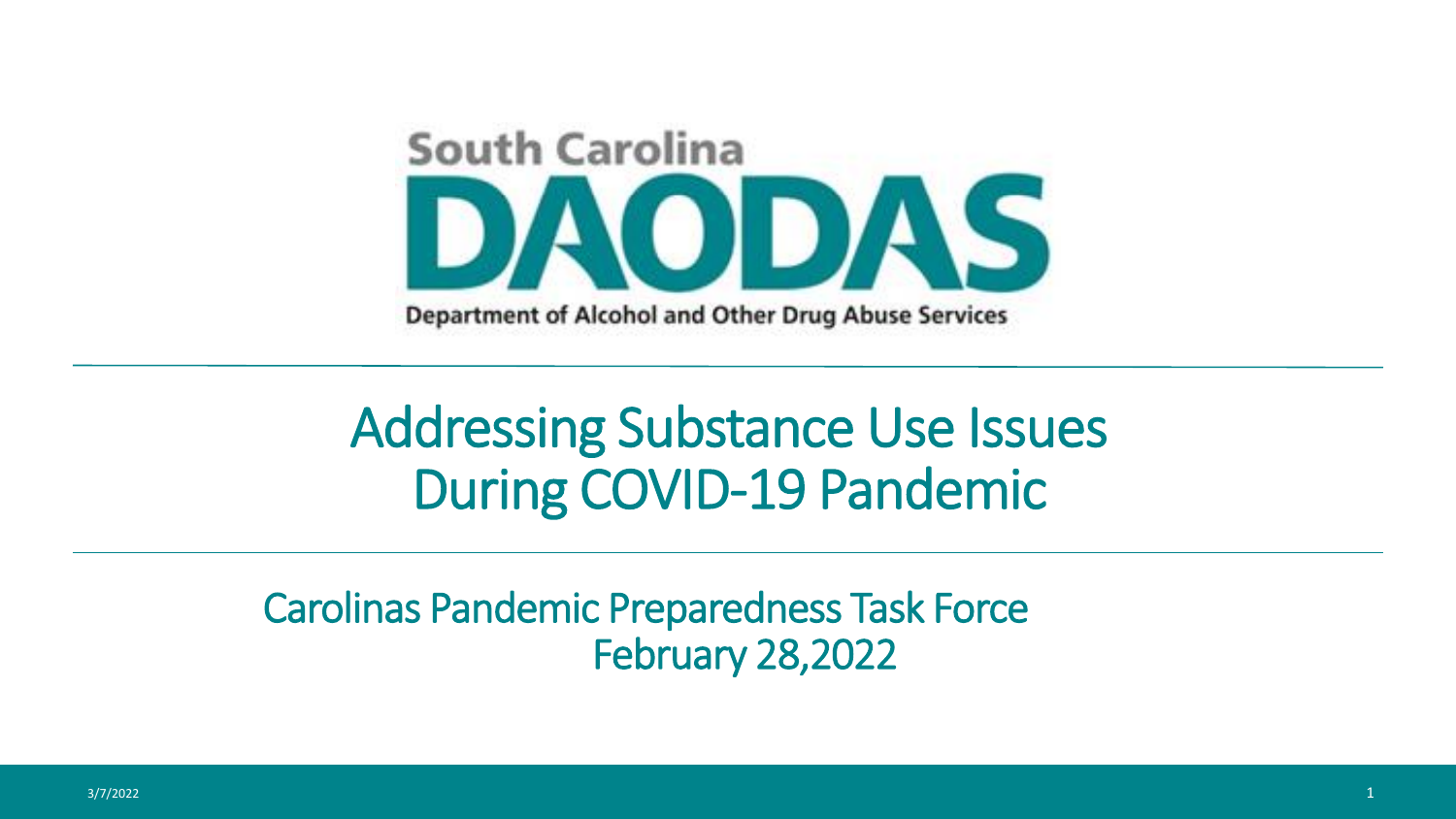South Carolina

DAODAS

Department of Alcohol and Other Drug Abuse Services

# Addressing Substance Use Issues During COVID-19 Pandemic

Carolinas Pandemic Preparedness Task Force
February 28,2022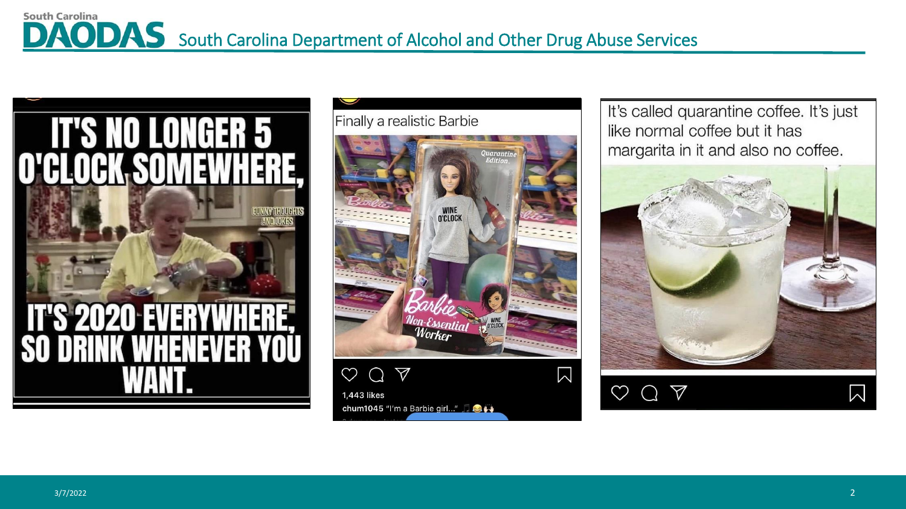IT'S NO LONGER 5 O'CLOCK SOMEWHERE, IT'S 2020 EVERYWHERE, SO DRINK WHENEVER YOU WANT.

Finally a realistic Barbie

1,443 likes

chum1045 "I'm a Barbie girl..."

It's called quarantine coffee. It's just like normal coffee but it has margarita in it and also no coffee.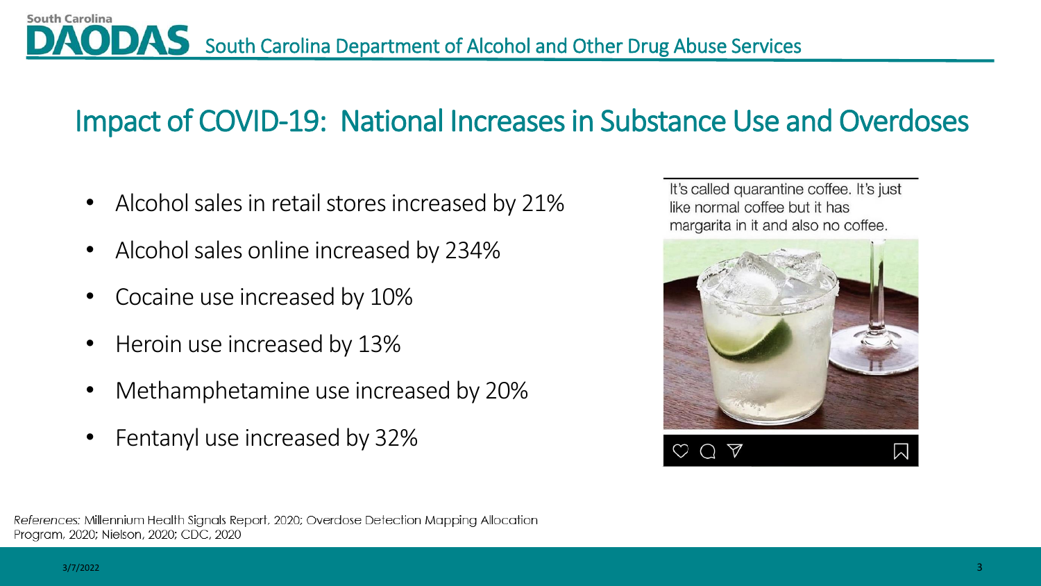# Impact of COVID-19: National Increases in Substance Use and Overdoses

- Alcohol sales in retail stores increased by 21%
- Alcohol sales online increased by 234%
- Cocaine use increased by 10%
- Heroin use increased by 13%
- Methamphetamine use increased by 20%
- Fentanyl use increased by 32%

It's called quarantine coffee. It's just like normal coffee but it has margarita in it and also no coffee.

*References:* Millennium Health Signals Report, 2020; Overdose Detection Mapping Allocation Program, 2020; Nielson, 2020; CDC, 2020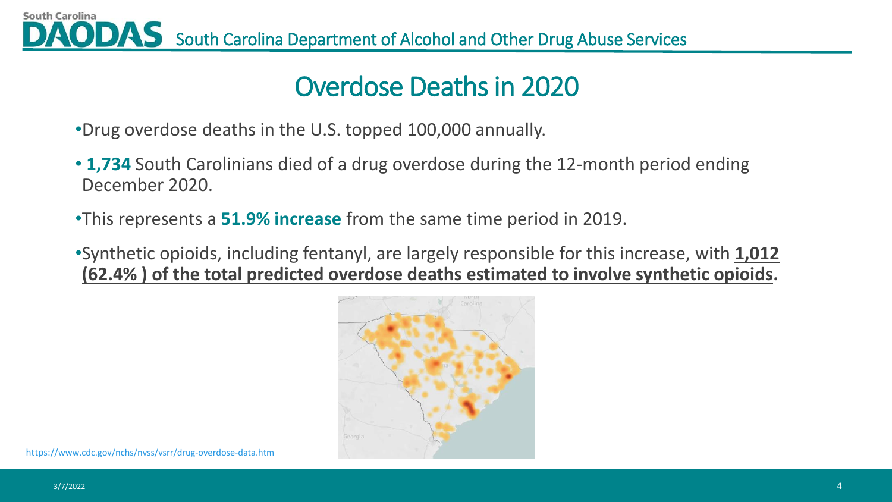# Overdose Deaths in 2020

- Drug overdose deaths in the U.S. topped 100,000 annually.
- **1,734** South Carolinians died of a drug overdose during the 12-month period ending December 2020.
- This represents a **51.9% increase** from the same time period in 2019.
- Synthetic opioids, including fentanyl, are largely responsible for this increase, with **1,012 (62.4% ) of the total predicted overdose deaths estimated to involve synthetic opioids**.

https://www.cdc.gov/nchs/nvss/vsrr/drug-overdose-data.htm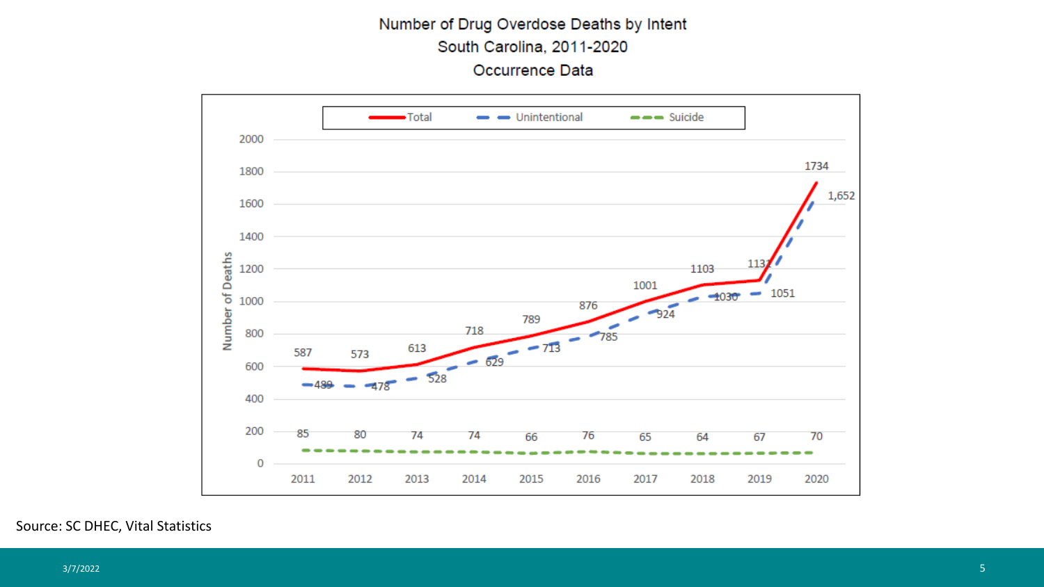# Number of Drug Overdose Deaths by Intent
## South Carolina, 2011-2020
### Occurrence Data

| Year | Total | Unintentional | Suicide |
|---|---|---|---|
| 2011 | 587 | 489 | 85 |
| 2012 | 573 | 478 | 80 |
| 2013 | 613 | 528 | 74 |
| 2014 | 718 | 629 | 74 |
| 2015 | 789 | 713 | 66 |
| 2016 | 876 | 785 | 76 |
| 2017 | 1001 | 924 | 65 |
| 2018 | 1103 | 1030 | 64 |
| 2019 | 1131 | 1051 | 67 |
| 2020 | 1734 | 1,652 | 70 |

Source: SC DHEC, Vital Statistics

3/7/2022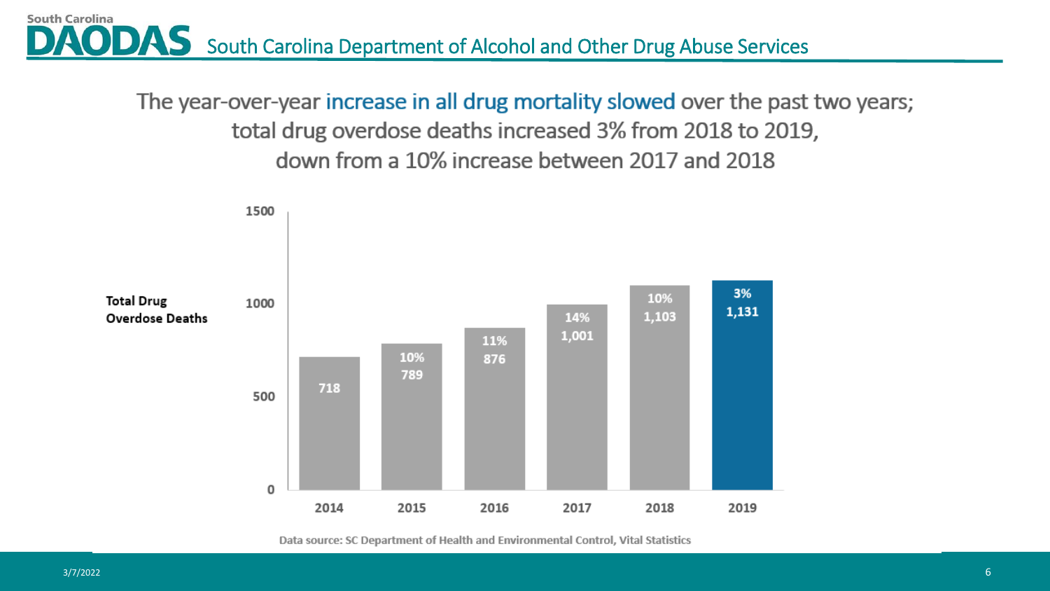# The year-over-year increase in all drug mortality slowed over the past two years; total drug overdose deaths increased 3% from 2018 to 2019, down from a 10% increase between 2017 and 2018

**Total Drug Overdose Deaths**

| Year | Total Drug Overdose Deaths | Year-over-year change |
|---|---|---|
| 2014 | 718 | |
| 2015 | 789 | 10% |
| 2016 | 876 | 11% |
| 2017 | 1,001 | 14% |
| 2018 | 1,103 | 10% |
| 2019 | 1,131 | 3% |

Data source: SC Department of Health and Environmental Control, Vital Statistics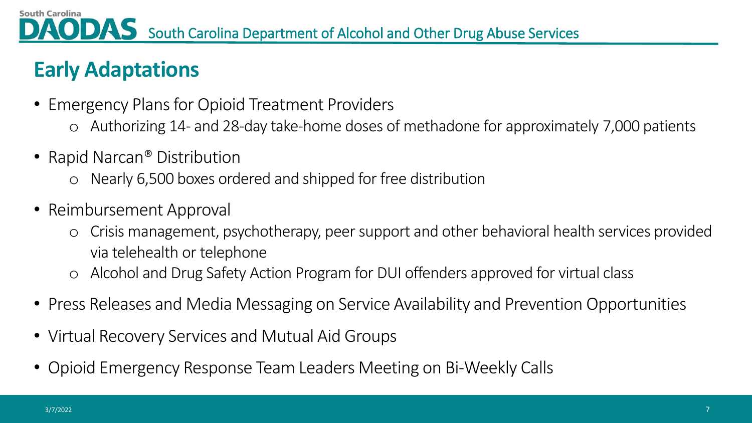## Early Adaptations

- Emergency Plans for Opioid Treatment Providers
  - Authorizing 14- and 28-day take-home doses of methadone for approximately 7,000 patients
- Rapid Narcan® Distribution
  - Nearly 6,500 boxes ordered and shipped for free distribution
- Reimbursement Approval
  - Crisis management, psychotherapy, peer support and other behavioral health services provided via telehealth or telephone
  - Alcohol and Drug Safety Action Program for DUI offenders approved for virtual class
- Press Releases and Media Messaging on Service Availability and Prevention Opportunities
- Virtual Recovery Services and Mutual Aid Groups
- Opioid Emergency Response Team Leaders Meeting on Bi-Weekly Calls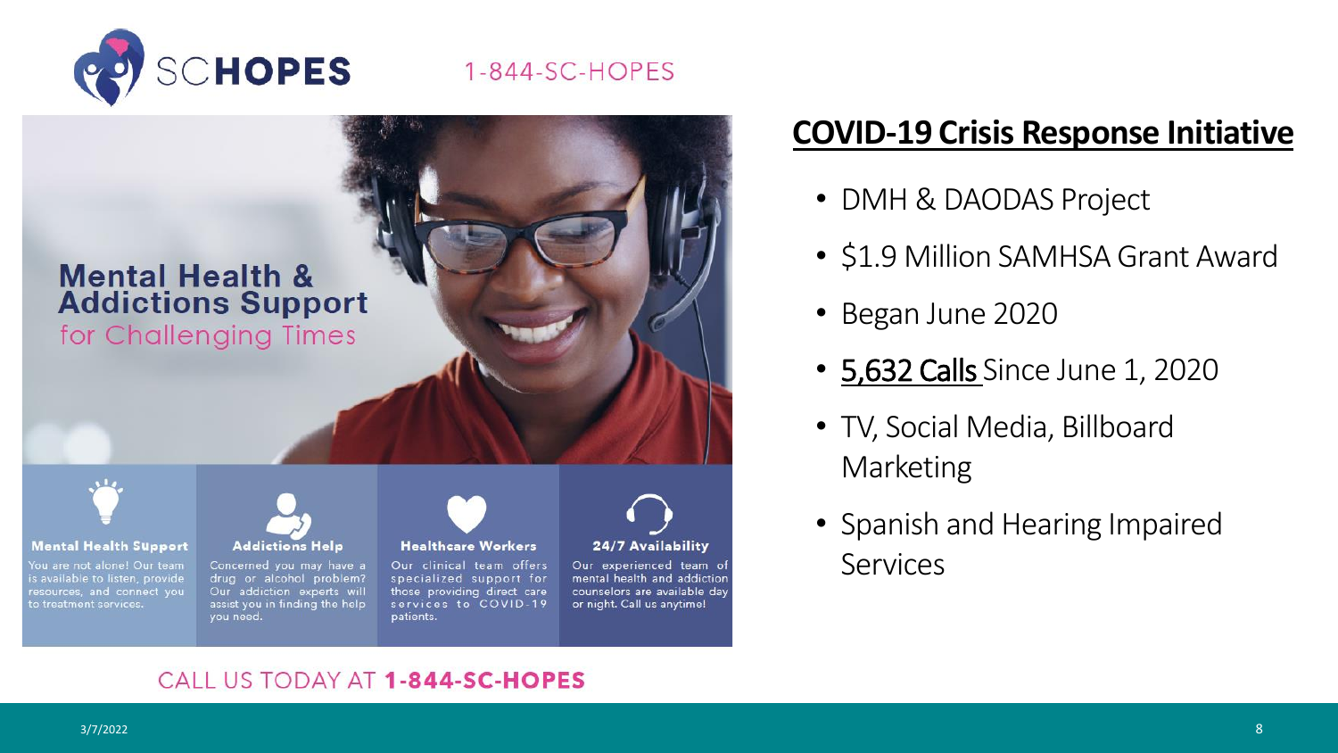SCHOPES

1-844-SC-HOPES

## Mental Health & Addictions Support

for Challenging Times

**Mental Health Support**

You are not alone! Our team is available to listen, provide resources, and connect you to treatment services.

**Addictions Help**

Concerned you may have a drug or alcohol problem? Our addiction experts will assist you in finding the help you need.

**Healthcare Workers**

Our clinical team offers specialized support for those providing direct care services to COVID-19 patients.

**24/7 Availability**

Our experienced team of mental health and addiction counselors are available day or night. Call us anytime!

CALL US TODAY AT **1-844-SC-HOPES**

## COVID-19 Crisis Response Initiative

- DMH & DAODAS Project
- $1.9 Million SAMHSA Grant Award
- Began June 2020
- **5,632 Calls** Since June 1, 2020
- TV, Social Media, Billboard Marketing
- Spanish and Hearing Impaired Services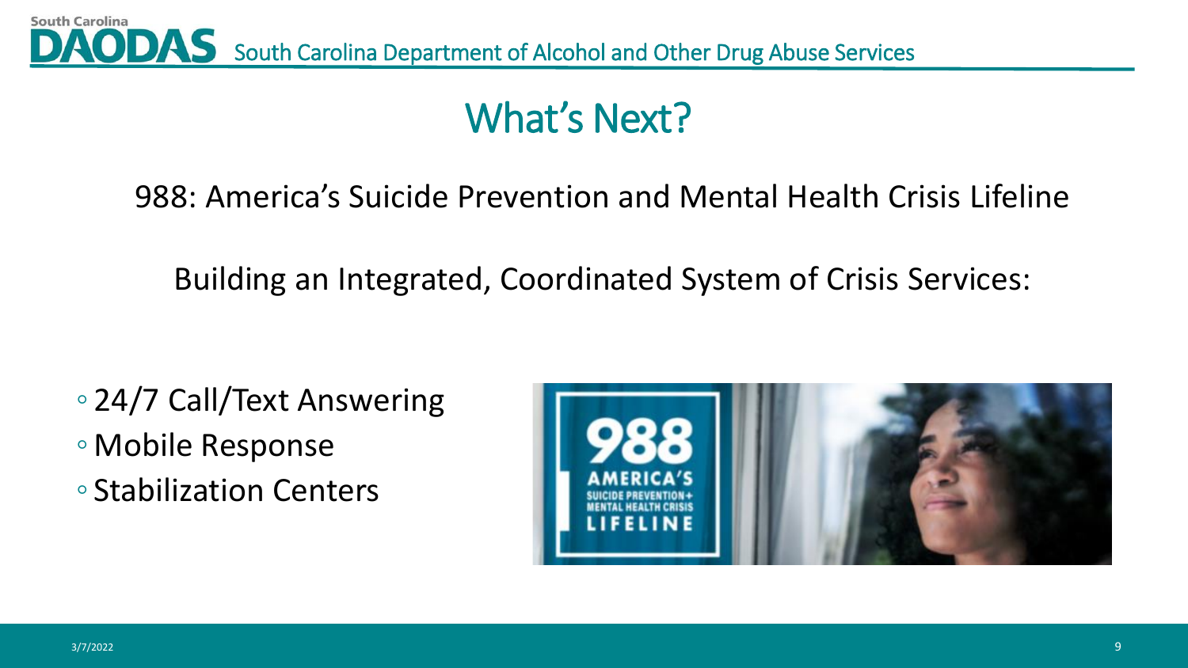# What's Next?

988: America's Suicide Prevention and Mental Health Crisis Lifeline

Building an Integrated, Coordinated System of Crisis Services:

- 24/7 Call/Text Answering
- Mobile Response
- Stabilization Centers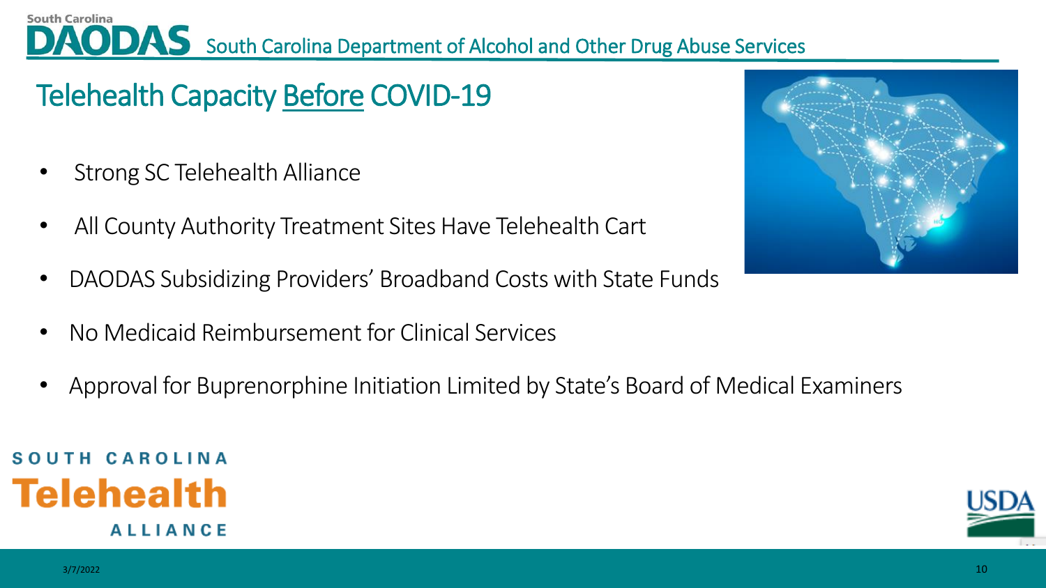# Telehealth Capacity Before COVID-19

- Strong SC Telehealth Alliance
- All County Authority Treatment Sites Have Telehealth Cart
- DAODAS Subsidizing Providers' Broadband Costs with State Funds
- No Medicaid Reimbursement for Clinical Services
- Approval for Buprenorphine Initiation Limited by State's Board of Medical Examiners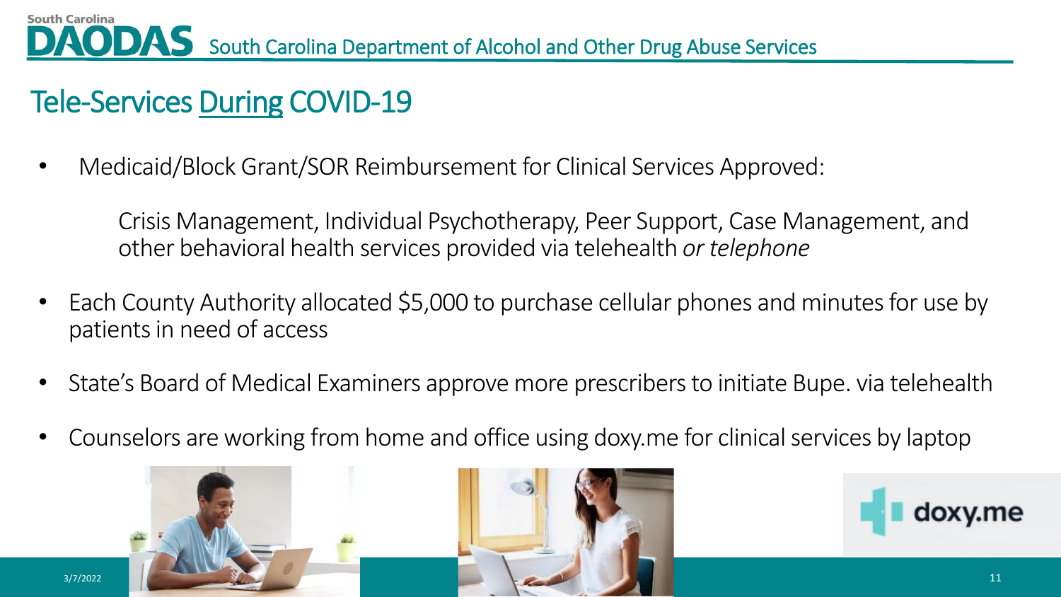# Tele-Services During COVID-19

- Medicaid/Block Grant/SOR Reimbursement for Clinical Services Approved:

  Crisis Management, Individual Psychotherapy, Peer Support, Case Management, and other behavioral health services provided via telehealth *or telephone*

- Each County Authority allocated $5,000 to purchase cellular phones and minutes for use by patients in need of access

- State's Board of Medical Examiners approve more prescribers to initiate Bupe. via telehealth

- Counselors are working from home and office using doxy.me for clinical services by laptop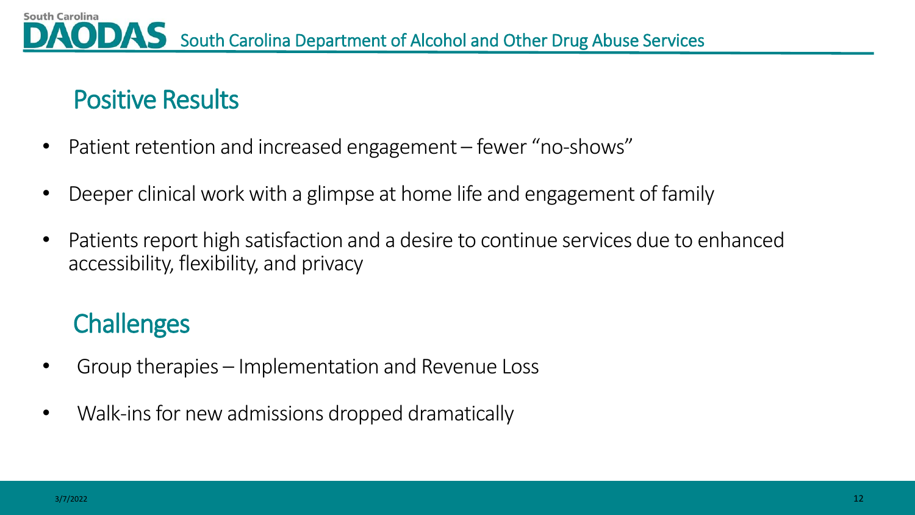## Positive Results

- Patient retention and increased engagement – fewer "no-shows"
- Deeper clinical work with a glimpse at home life and engagement of family
- Patients report high satisfaction and a desire to continue services due to enhanced accessibility, flexibility, and privacy

## Challenges

- Group therapies – Implementation and Revenue Loss
- Walk-ins for new admissions dropped dramatically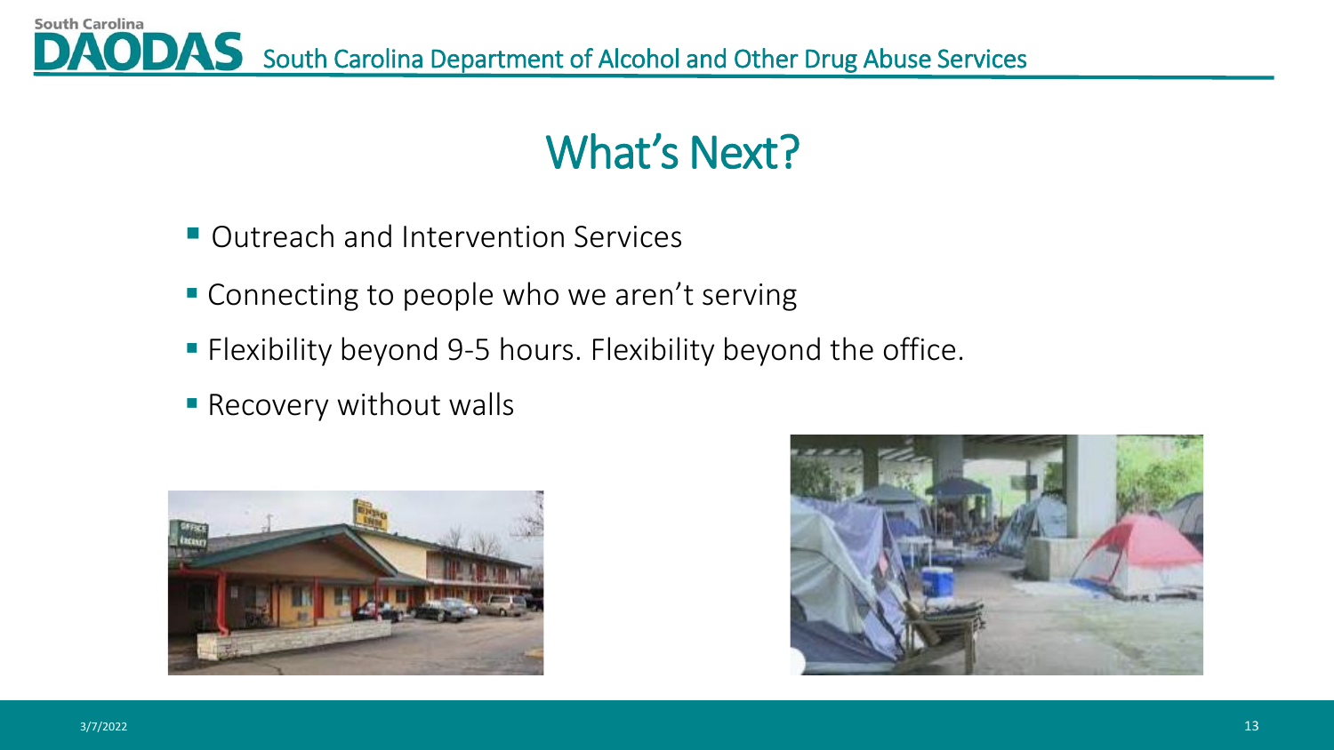# What's Next?

- Outreach and Intervention Services
- Connecting to people who we aren't serving
- Flexibility beyond 9-5 hours. Flexibility beyond the office.
- Recovery without walls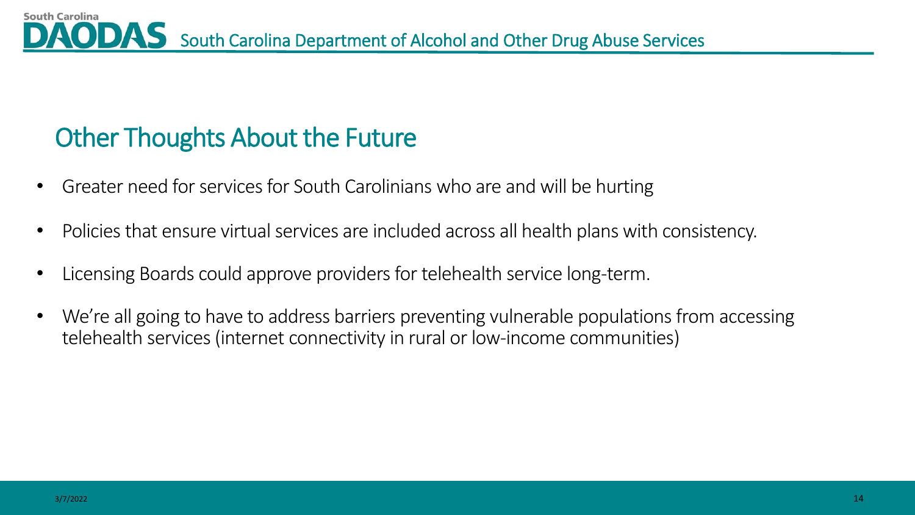## Other Thoughts About the Future

- Greater need for services for South Carolinians who are and will be hurting
- Policies that ensure virtual services are included across all health plans with consistency.
- Licensing Boards could approve providers for telehealth service long-term.
- We're all going to have to address barriers preventing vulnerable populations from accessing telehealth services (internet connectivity in rural or low-income communities)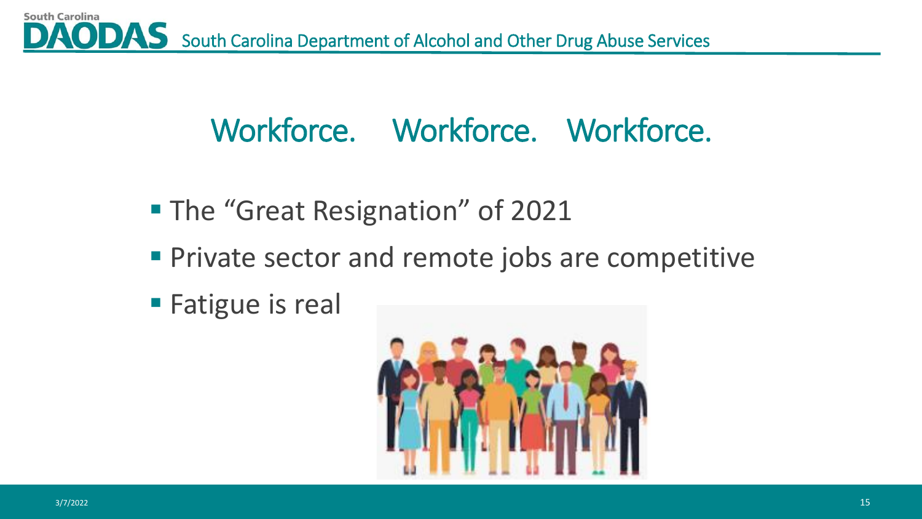# Workforce. Workforce. Workforce.

- The "Great Resignation" of 2021
- Private sector and remote jobs are competitive
- Fatigue is real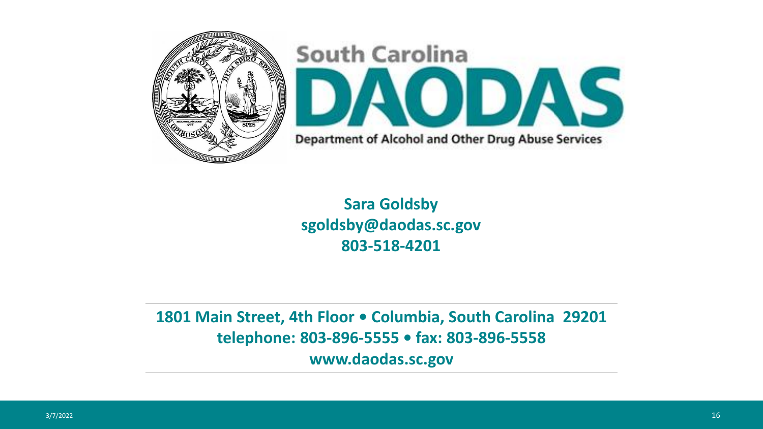South Carolina

DAODAS

Department of Alcohol and Other Drug Abuse Services

**Sara Goldsby**
**sgoldsby@daodas.sc.gov**
**803-518-4201**

---

**1801 Main Street, 4th Floor • Columbia, South Carolina 29201**
**telephone: 803-896-5555 • fax: 803-896-5558**
**www.daodas.sc.gov**

---

3/7/2022